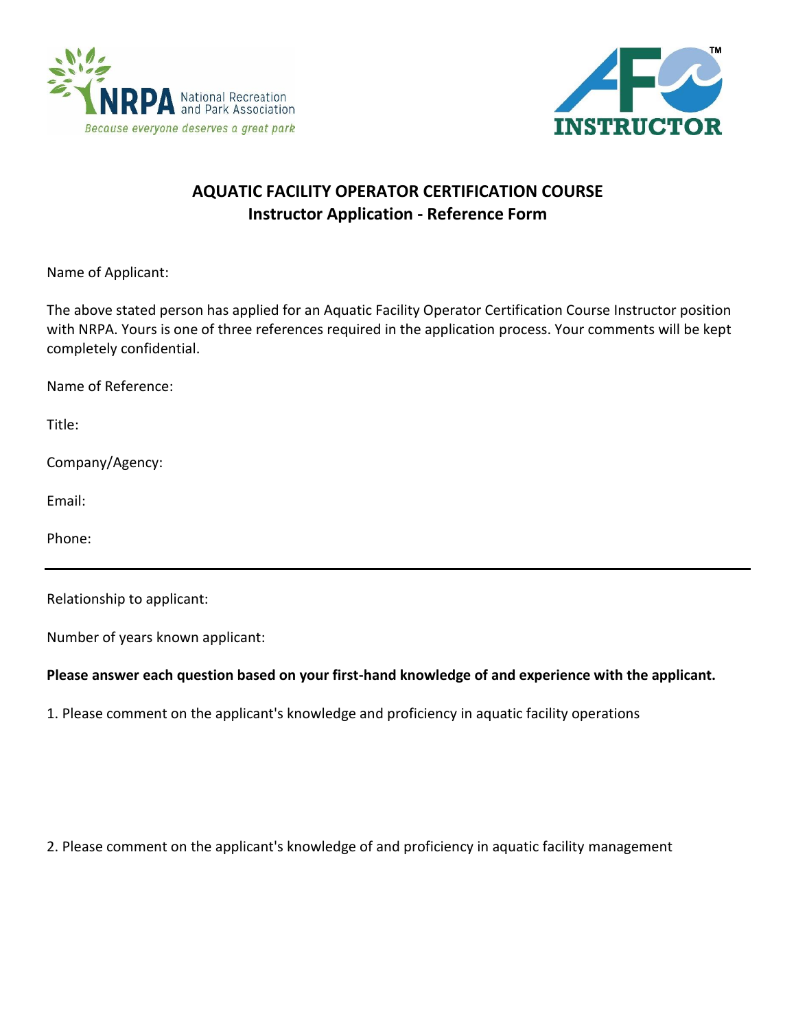NRPA National Recreation and Park Association

*Because everyone deserves a great park*

AFO INSTRUCTOR™

## AQUATIC FACILITY OPERATOR CERTIFICATION COURSE
## Instructor Application - Reference Form

Name of Applicant:

The above stated person has applied for an Aquatic Facility Operator Certification Course Instructor position with NRPA. Yours is one of three references required in the application process. Your comments will be kept completely confidential.

Name of Reference:

Title:

Company/Agency:

Email:

Phone:

---

Relationship to applicant:

Number of years known applicant:

**Please answer each question based on your first-hand knowledge of and experience with the applicant.**

1. Please comment on the applicant's knowledge and proficiency in aquatic facility operations

2. Please comment on the applicant's knowledge of and proficiency in aquatic facility management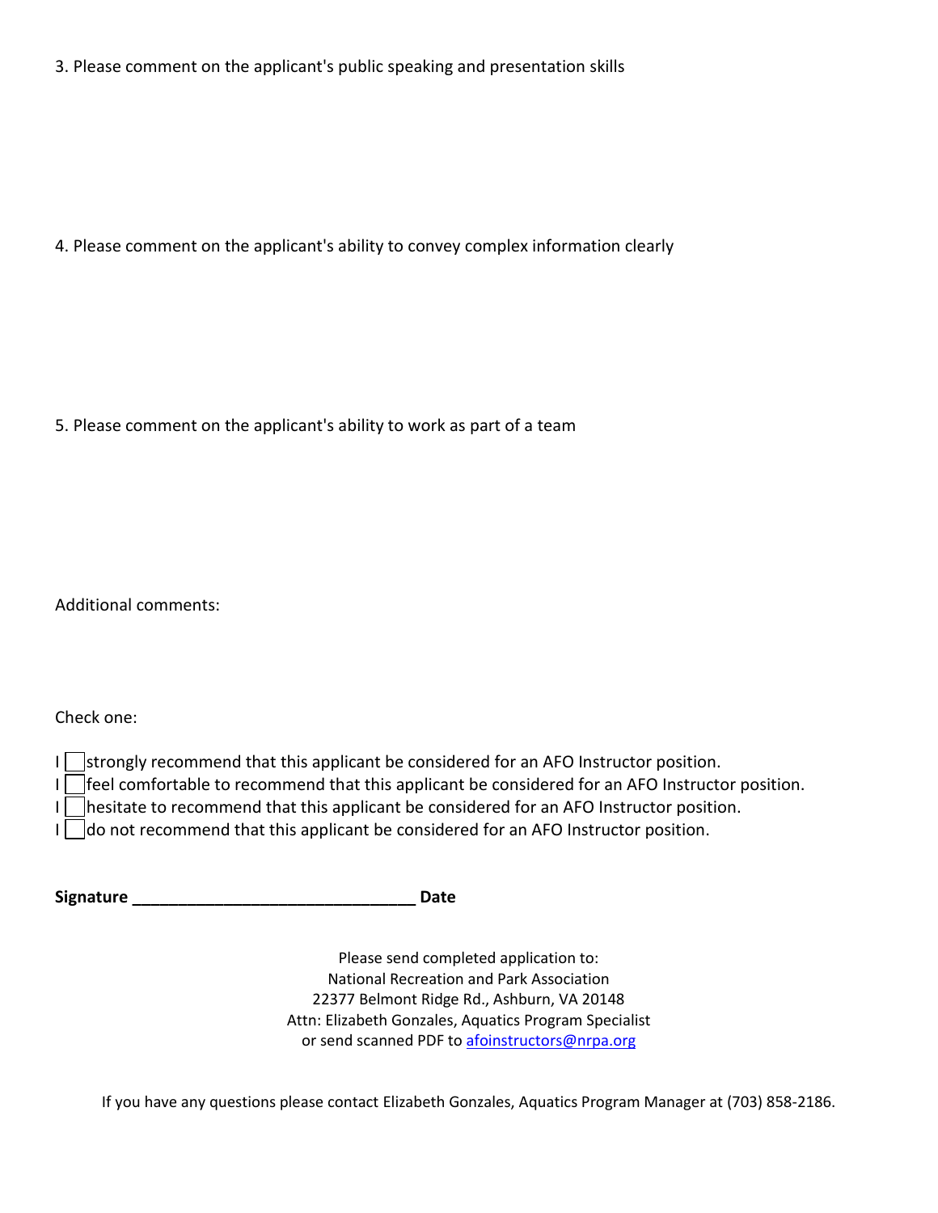3. Please comment on the applicant's public speaking and presentation skills

4. Please comment on the applicant's ability to convey complex information clearly

5. Please comment on the applicant's ability to work as part of a team

Additional comments:

Check one:

- I ☐ strongly recommend that this applicant be considered for an AFO Instructor position.
- I ☐ feel comfortable to recommend that this applicant be considered for an AFO Instructor position.
- I ☐ hesitate to recommend that this applicant be considered for an AFO Instructor position.
- I ☐ do not recommend that this applicant be considered for an AFO Instructor position.

**Signature ________________________________ Date**

Please send completed application to:
National Recreation and Park Association
22377 Belmont Ridge Rd., Ashburn, VA 20148
Attn: Elizabeth Gonzales, Aquatics Program Specialist
or send scanned PDF to afoinstructors@nrpa.org

If you have any questions please contact Elizabeth Gonzales, Aquatics Program Manager at (703) 858-2186.